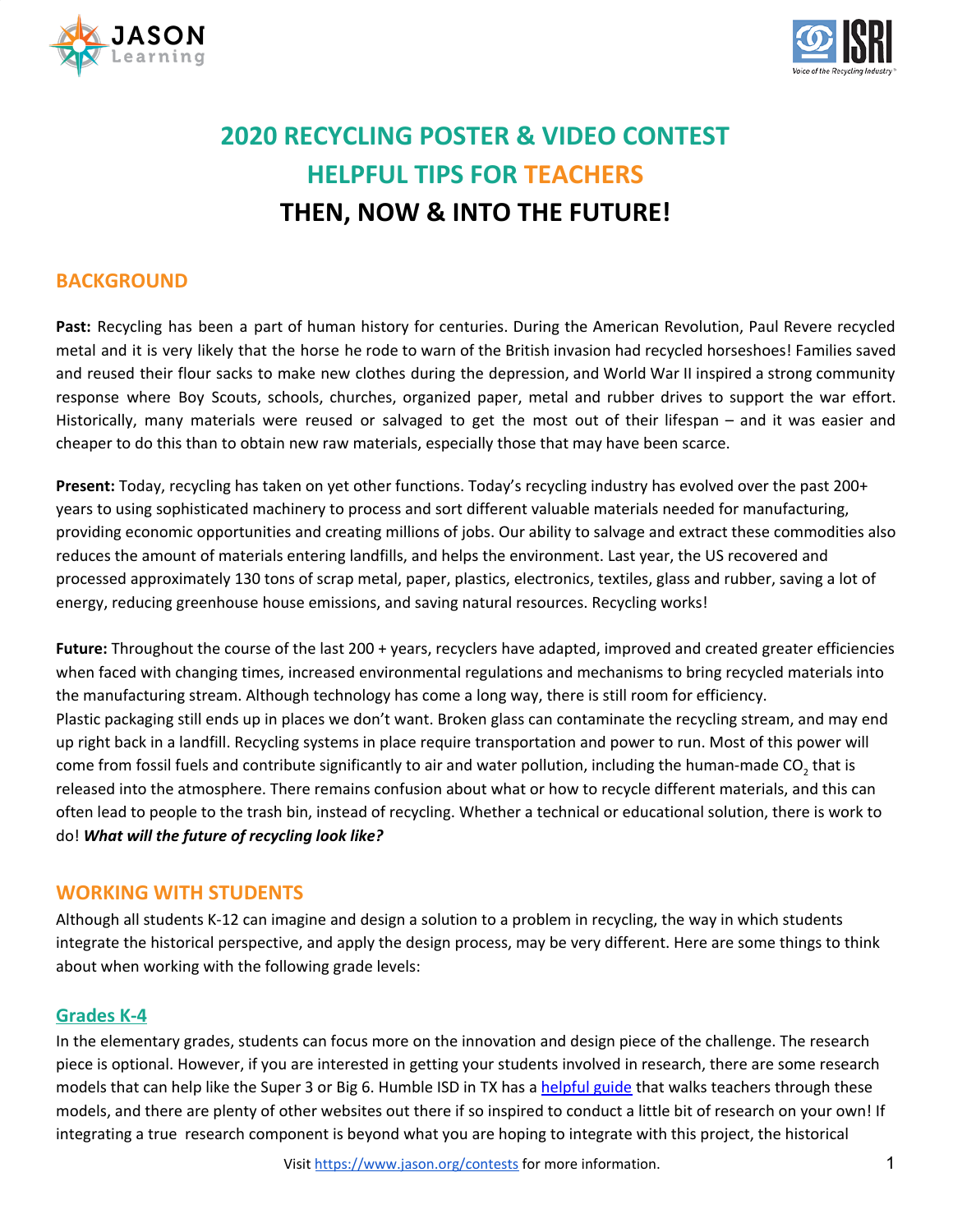# 2020 RECYCLING POSTER & VIDEO CONTEST

## HELPFUL TIPS FOR TEACHERS

## THEN, NOW & INTO THE FUTURE!

## BACKGROUND

**Past:** Recycling has been a part of human history for centuries. During the American Revolution, Paul Revere recycled metal and it is very likely that the horse he rode to warn of the British invasion had recycled horseshoes! Families saved and reused their flour sacks to make new clothes during the depression, and World War II inspired a strong community response where Boy Scouts, schools, churches, organized paper, metal and rubber drives to support the war effort. Historically, many materials were reused or salvaged to get the most out of their lifespan – and it was easier and cheaper to do this than to obtain new raw materials, especially those that may have been scarce.

**Present:** Today, recycling has taken on yet other functions. Today's recycling industry has evolved over the past 200+ years to using sophisticated machinery to process and sort different valuable materials needed for manufacturing, providing economic opportunities and creating millions of jobs. Our ability to salvage and extract these commodities also reduces the amount of materials entering landfills, and helps the environment. Last year, the US recovered and processed approximately 130 tons of scrap metal, paper, plastics, electronics, textiles, glass and rubber, saving a lot of energy, reducing greenhouse house emissions, and saving natural resources. Recycling works!

**Future:** Throughout the course of the last 200 + years, recyclers have adapted, improved and created greater efficiencies when faced with changing times, increased environmental regulations and mechanisms to bring recycled materials into the manufacturing stream. Although technology has come a long way, there is still room for efficiency.
Plastic packaging still ends up in places we don't want. Broken glass can contaminate the recycling stream, and may end up right back in a landfill. Recycling systems in place require transportation and power to run. Most of this power will come from fossil fuels and contribute significantly to air and water pollution, including the human-made $CO_2$ that is released into the atmosphere. There remains confusion about what or how to recycle different materials, and this can often lead to people to the trash bin, instead of recycling. Whether a technical or educational solution, there is work to do! ***What will the future of recycling look like?***

## WORKING WITH STUDENTS

Although all students K-12 can imagine and design a solution to a problem in recycling, the way in which students integrate the historical perspective, and apply the design process, may be very different. Here are some things to think about when working with the following grade levels:

### Grades K-4

In the elementary grades, students can focus more on the innovation and design piece of the challenge. The research piece is optional. However, if you are interested in getting your students involved in research, there are some research models that can help like the Super 3 or Big 6. Humble ISD in TX has a [helpful guide]() that walks teachers through these models, and there are plenty of other websites out there if so inspired to conduct a little bit of research on your own! If integrating a true research component is beyond what you are hoping to integrate with this project, the historical

Visit https://www.jason.org/contests for more information.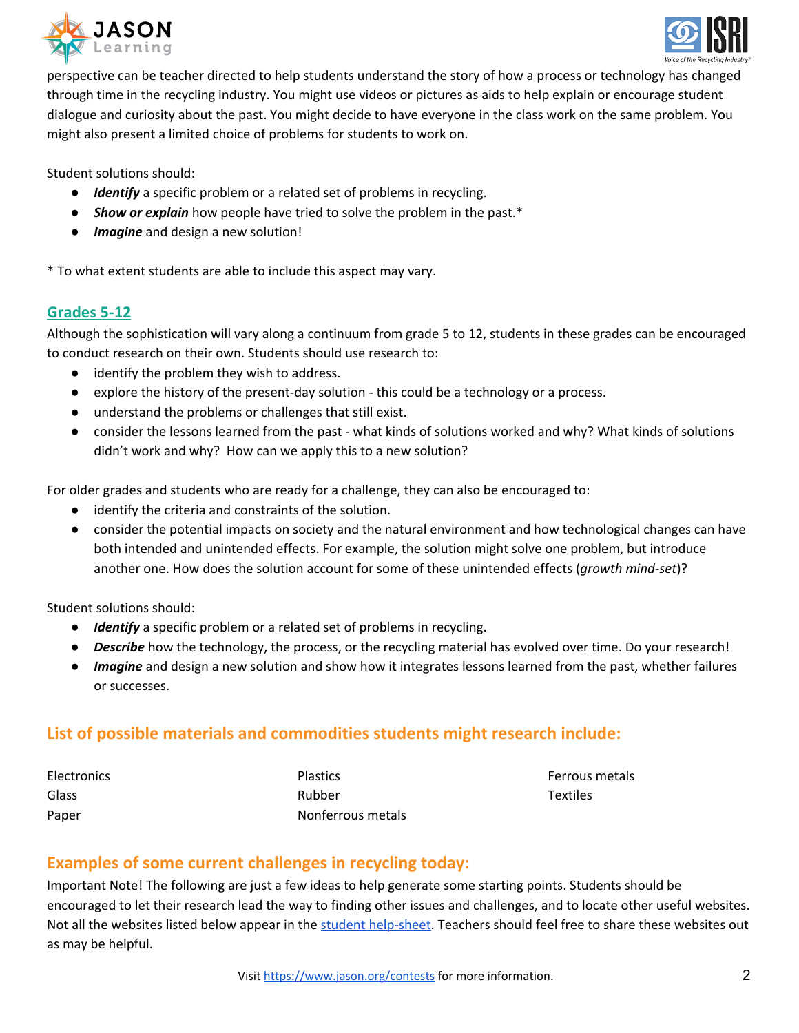perspective can be teacher directed to help students understand the story of how a process or technology has changed through time in the recycling industry. You might use videos or pictures as aids to help explain or encourage student dialogue and curiosity about the past. You might decide to have everyone in the class work on the same problem. You might also present a limited choice of problems for students to work on.

Student solutions should:

- ***Identify*** a specific problem or a related set of problems in recycling.
- ***Show or explain*** how people have tried to solve the problem in the past.*
- ***Imagine*** and design a new solution!

* To what extent students are able to include this aspect may vary.

### Grades 5-12

Although the sophistication will vary along a continuum from grade 5 to 12, students in these grades can be encouraged to conduct research on their own. Students should use research to:

- identify the problem they wish to address.
- explore the history of the present-day solution - this could be a technology or a process.
- understand the problems or challenges that still exist.
- consider the lessons learned from the past - what kinds of solutions worked and why? What kinds of solutions didn't work and why? How can we apply this to a new solution?

For older grades and students who are ready for a challenge, they can also be encouraged to:

- identify the criteria and constraints of the solution.
- consider the potential impacts on society and the natural environment and how technological changes can have both intended and unintended effects. For example, the solution might solve one problem, but introduce another one. How does the solution account for some of these unintended effects (*growth mind-set*)?

Student solutions should:

- ***Identify*** a specific problem or a related set of problems in recycling.
- ***Describe*** how the technology, the process, or the recycling material has evolved over time. Do your research!
- ***Imagine*** and design a new solution and show how it integrates lessons learned from the past, whether failures or successes.

## List of possible materials and commodities students might research include:

- Electronics
- Glass
- Paper
- Plastics
- Rubber
- Nonferrous metals
- Ferrous metals
- Textiles

## Examples of some current challenges in recycling today:

Important Note! The following are just a few ideas to help generate some starting points. Students should be encouraged to let their research lead the way to finding other issues and challenges, and to locate other useful websites. Not all the websites listed below appear in the student help-sheet. Teachers should feel free to share these websites out as may be helpful.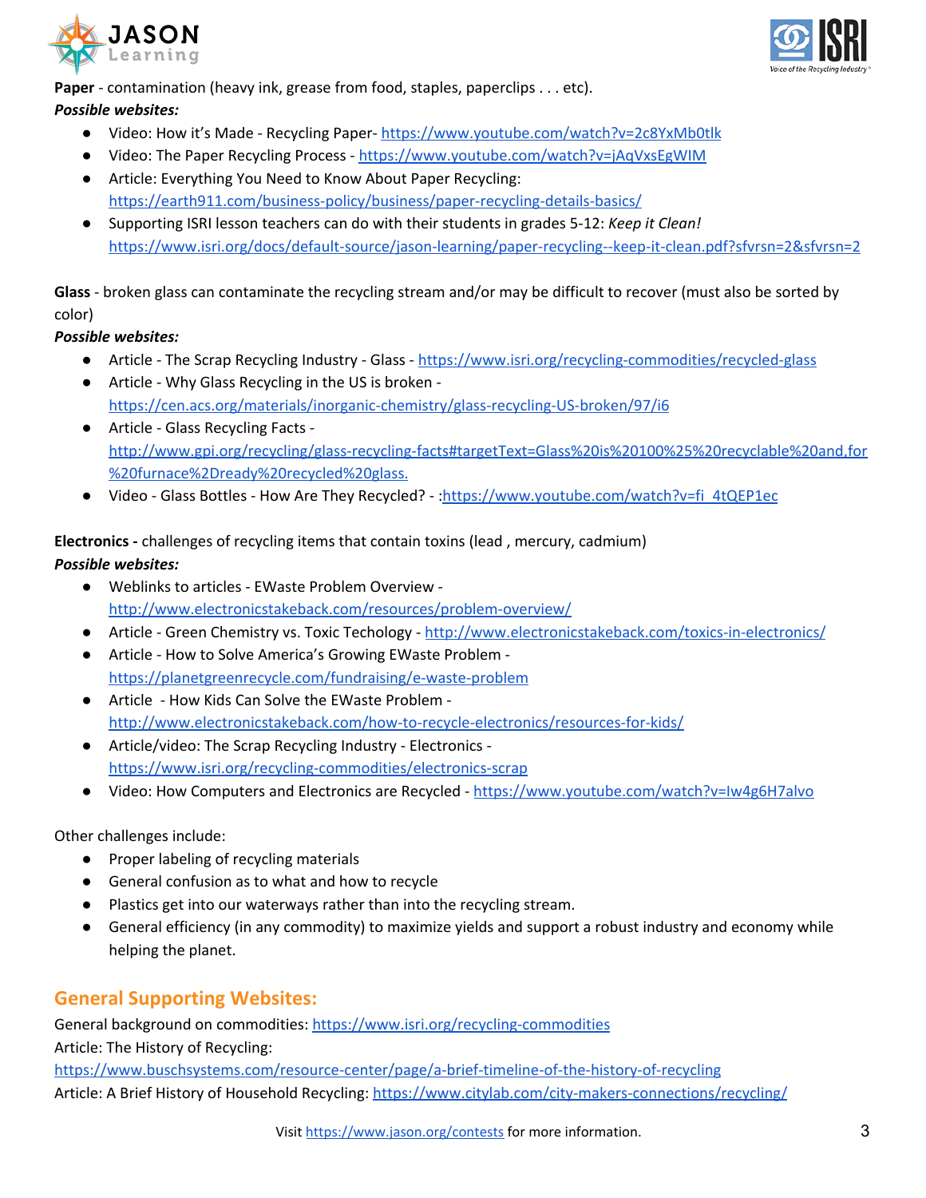**Paper** - contamination (heavy ink, grease from food, staples, paperclips . . . etc).

***Possible websites:***

- Video: How it's Made - Recycling Paper- https://www.youtube.com/watch?v=2c8YxMb0tlk
- Video: The Paper Recycling Process - https://www.youtube.com/watch?v=jAqVxsEgWIM
- Article: Everything You Need to Know About Paper Recycling: https://earth911.com/business-policy/business/paper-recycling-details-basics/
- Supporting ISRI lesson teachers can do with their students in grades 5-12: *Keep it Clean!* https://www.isri.org/docs/default-source/jason-learning/paper-recycling--keep-it-clean.pdf?sfvrsn=2&sfvrsn=2

**Glass** - broken glass can contaminate the recycling stream and/or may be difficult to recover (must also be sorted by color)

***Possible websites:***

- Article - The Scrap Recycling Industry - Glass - https://www.isri.org/recycling-commodities/recycled-glass
- Article - Why Glass Recycling in the US is broken - https://cen.acs.org/materials/inorganic-chemistry/glass-recycling-US-broken/97/i6
- Article - Glass Recycling Facts - http://www.gpi.org/recycling/glass-recycling-facts#targetText=Glass%20is%20100%25%20recyclable%20and,for%20furnace%2Dready%20recycled%20glass.
- Video - Glass Bottles - How Are They Recycled? - :https://www.youtube.com/watch?v=fi_4tQEP1ec

**Electronics -** challenges of recycling items that contain toxins (lead , mercury, cadmium)

***Possible websites:***

- Weblinks to articles - EWaste Problem Overview - http://www.electronicstakeback.com/resources/problem-overview/
- Article - Green Chemistry vs. Toxic Techology - http://www.electronicstakeback.com/toxics-in-electronics/
- Article - How to Solve America's Growing EWaste Problem - https://planetgreenrecycle.com/fundraising/e-waste-problem
- Article - How Kids Can Solve the EWaste Problem - http://www.electronicstakeback.com/how-to-recycle-electronics/resources-for-kids/
- Article/video: The Scrap Recycling Industry - Electronics - https://www.isri.org/recycling-commodities/electronics-scrap
- Video: How Computers and Electronics are Recycled - https://www.youtube.com/watch?v=Iw4g6H7alvo

Other challenges include:

- Proper labeling of recycling materials
- General confusion as to what and how to recycle
- Plastics get into our waterways rather than into the recycling stream.
- General efficiency (in any commodity) to maximize yields and support a robust industry and economy while helping the planet.

## General Supporting Websites:

General background on commodities: https://www.isri.org/recycling-commodities

Article: The History of Recycling: https://www.buschsystems.com/resource-center/page/a-brief-timeline-of-the-history-of-recycling

Article: A Brief History of Household Recycling: https://www.citylab.com/city-makers-connections/recycling/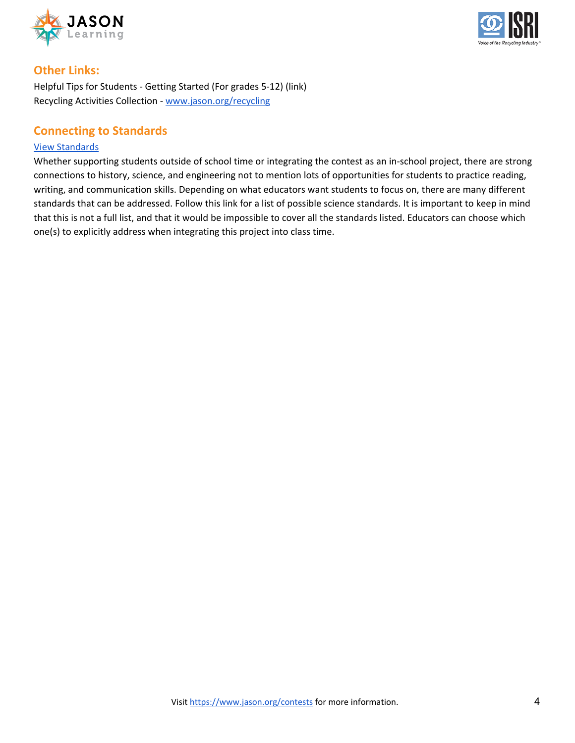## Other Links:

Helpful Tips for Students - Getting Started (For grades 5-12) (link)

Recycling Activities Collection - [www.jason.org/recycling](http://www.jason.org/recycling)

## Connecting to Standards

[View Standards]()

Whether supporting students outside of school time or integrating the contest as an in-school project, there are strong connections to history, science, and engineering not to mention lots of opportunities for students to practice reading, writing, and communication skills. Depending on what educators want students to focus on, there are many different standards that can be addressed. Follow this link for a list of possible science standards. It is important to keep in mind that this is not a full list, and that it would be impossible to cover all the standards listed. Educators can choose which one(s) to explicitly address when integrating this project into class time.